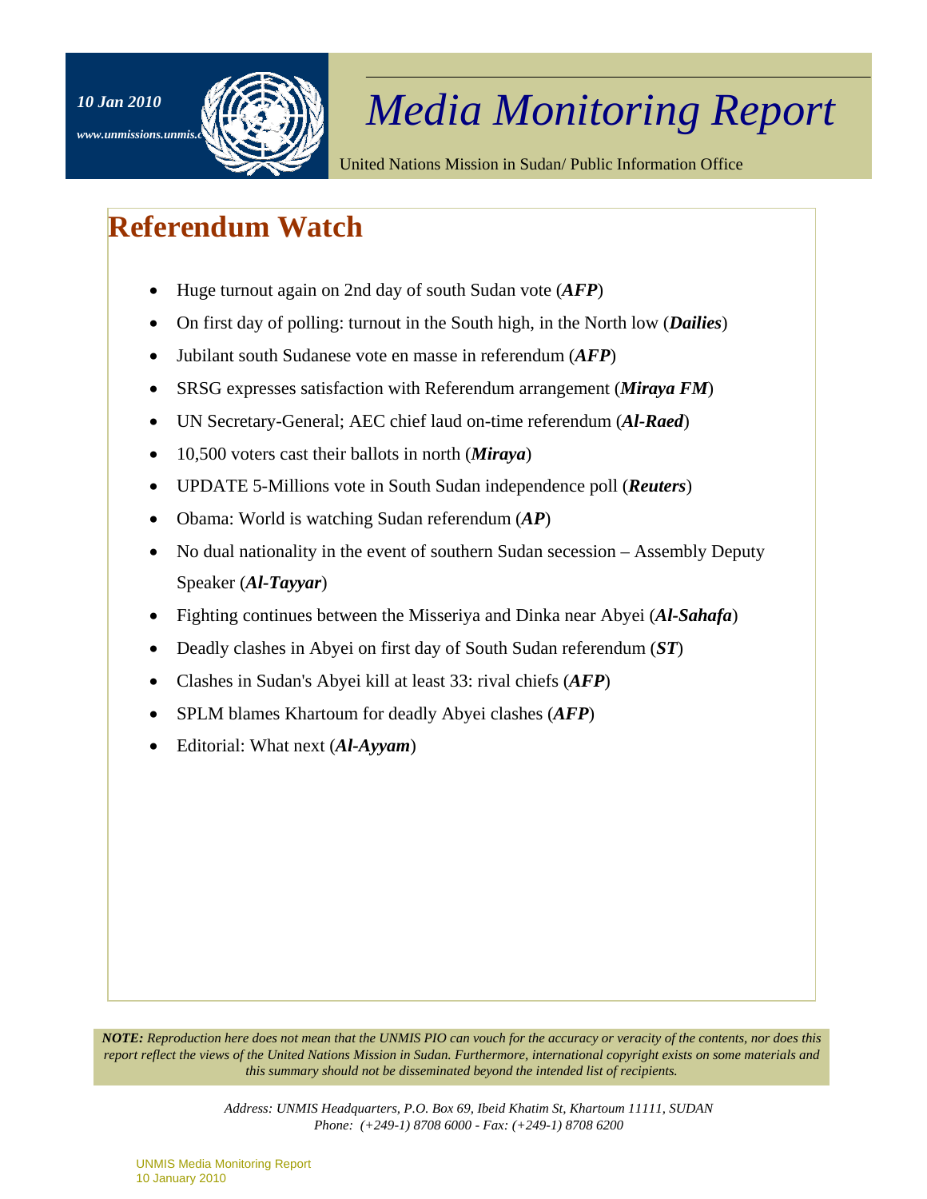10 Jan 2010

www.unmissions.unmis.o

# Media Monitoring Report

United Nations Mission in Sudan/ Public Information Office

## Referendum Watch

- Huge turnout again on 2nd day of south Sudan vote (***AFP***)
- On first day of polling: turnout in the South high, in the North low (***Dailies***)
- Jubilant south Sudanese vote en masse in referendum (***AFP***)
- SRSG expresses satisfaction with Referendum arrangement (***Miraya FM***)
- UN Secretary-General; AEC chief laud on-time referendum (***Al-Raed***)
- 10,500 voters cast their ballots in north (***Miraya***)
- UPDATE 5-Millions vote in South Sudan independence poll (***Reuters***)
- Obama: World is watching Sudan referendum (***AP***)
- No dual nationality in the event of southern Sudan secession – Assembly Deputy Speaker (***Al-Tayyar***)
- Fighting continues between the Misseriya and Dinka near Abyei (***Al-Sahafa***)
- Deadly clashes in Abyei on first day of South Sudan referendum (***ST***)
- Clashes in Sudan's Abyei kill at least 33: rival chiefs (***AFP***)
- SPLM blames Khartoum for deadly Abyei clashes (***AFP***)
- Editorial: What next (***Al-Ayyam***)

***NOTE:*** *Reproduction here does not mean that the UNMIS PIO can vouch for the accuracy or veracity of the contents, nor does this report reflect the views of the United Nations Mission in Sudan. Furthermore, international copyright exists on some materials and this summary should not be disseminated beyond the intended list of recipients.*

*Address: UNMIS Headquarters, P.O. Box 69, Ibeid Khatim St, Khartoum 11111, SUDAN*
*Phone: (+249-1) 8708 6000 - Fax: (+249-1) 8708 6200*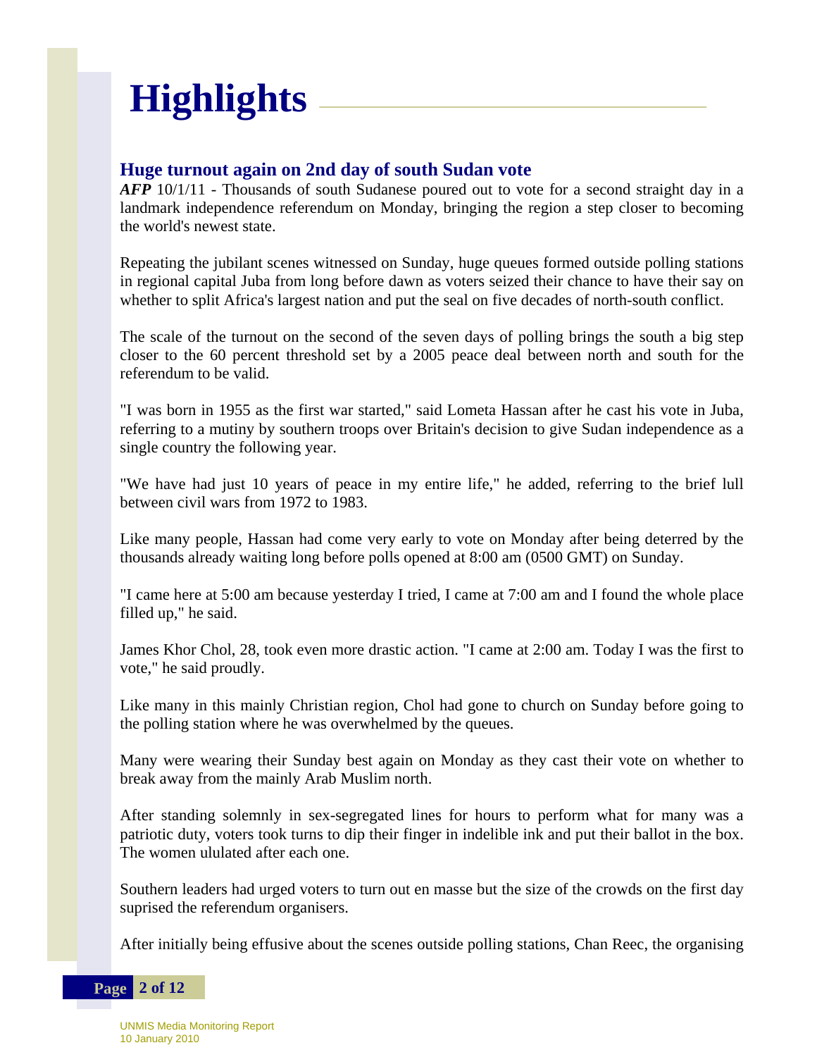# Highlights

## Huge turnout again on 2nd day of south Sudan vote

***AFP*** 10/1/11 - Thousands of south Sudanese poured out to vote for a second straight day in a landmark independence referendum on Monday, bringing the region a step closer to becoming the world's newest state.

Repeating the jubilant scenes witnessed on Sunday, huge queues formed outside polling stations in regional capital Juba from long before dawn as voters seized their chance to have their say on whether to split Africa's largest nation and put the seal on five decades of north-south conflict.

The scale of the turnout on the second of the seven days of polling brings the south a big step closer to the 60 percent threshold set by a 2005 peace deal between north and south for the referendum to be valid.

"I was born in 1955 as the first war started," said Lometa Hassan after he cast his vote in Juba, referring to a mutiny by southern troops over Britain's decision to give Sudan independence as a single country the following year.

"We have had just 10 years of peace in my entire life," he added, referring to the brief lull between civil wars from 1972 to 1983.

Like many people, Hassan had come very early to vote on Monday after being deterred by the thousands already waiting long before polls opened at 8:00 am (0500 GMT) on Sunday.

"I came here at 5:00 am because yesterday I tried, I came at 7:00 am and I found the whole place filled up," he said.

James Khor Chol, 28, took even more drastic action. "I came at 2:00 am. Today I was the first to vote," he said proudly.

Like many in this mainly Christian region, Chol had gone to church on Sunday before going to the polling station where he was overwhelmed by the queues.

Many were wearing their Sunday best again on Monday as they cast their vote on whether to break away from the mainly Arab Muslim north.

After standing solemnly in sex-segregated lines for hours to perform what for many was a patriotic duty, voters took turns to dip their finger in indelible ink and put their ballot in the box. The women ululated after each one.

Southern leaders had urged voters to turn out en masse but the size of the crowds on the first day suprised the referendum organisers.

After initially being effusive about the scenes outside polling stations, Chan Reec, the organising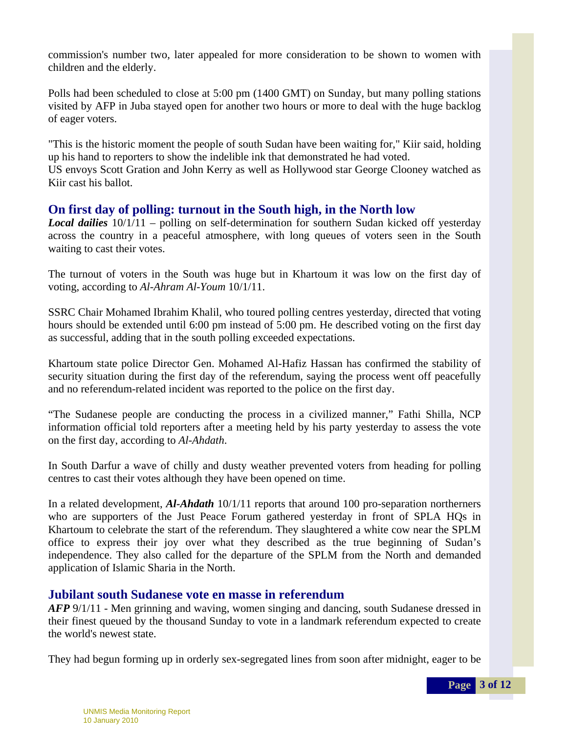commission's number two, later appealed for more consideration to be shown to women with children and the elderly.

Polls had been scheduled to close at 5:00 pm (1400 GMT) on Sunday, but many polling stations visited by AFP in Juba stayed open for another two hours or more to deal with the huge backlog of eager voters.

"This is the historic moment the people of south Sudan have been waiting for," Kiir said, holding up his hand to reporters to show the indelible ink that demonstrated he had voted.
US envoys Scott Gration and John Kerry as well as Hollywood star George Clooney watched as Kiir cast his ballot.

## On first day of polling: turnout in the South high, in the North low

***Local dailies*** 10/1/11 – polling on self-determination for southern Sudan kicked off yesterday across the country in a peaceful atmosphere, with long queues of voters seen in the South waiting to cast their votes.

The turnout of voters in the South was huge but in Khartoum it was low on the first day of voting, according to *Al-Ahram Al-Youm* 10/1/11.

SSRC Chair Mohamed Ibrahim Khalil, who toured polling centres yesterday, directed that voting hours should be extended until 6:00 pm instead of 5:00 pm. He described voting on the first day as successful, adding that in the south polling exceeded expectations.

Khartoum state police Director Gen. Mohamed Al-Hafiz Hassan has confirmed the stability of security situation during the first day of the referendum, saying the process went off peacefully and no referendum-related incident was reported to the police on the first day.

"The Sudanese people are conducting the process in a civilized manner," Fathi Shilla, NCP information official told reporters after a meeting held by his party yesterday to assess the vote on the first day, according to *Al-Ahdath*.

In South Darfur a wave of chilly and dusty weather prevented voters from heading for polling centres to cast their votes although they have been opened on time.

In a related development, ***Al-Ahdath*** 10/1/11 reports that around 100 pro-separation northerners who are supporters of the Just Peace Forum gathered yesterday in front of SPLA HQs in Khartoum to celebrate the start of the referendum. They slaughtered a white cow near the SPLM office to express their joy over what they described as the true beginning of Sudan's independence. They also called for the departure of the SPLM from the North and demanded application of Islamic Sharia in the North.

## Jubilant south Sudanese vote en masse in referendum

***AFP*** 9/1/11 - Men grinning and waving, women singing and dancing, south Sudanese dressed in their finest queued by the thousand Sunday to vote in a landmark referendum expected to create the world's newest state.

They had begun forming up in orderly sex-segregated lines from soon after midnight, eager to be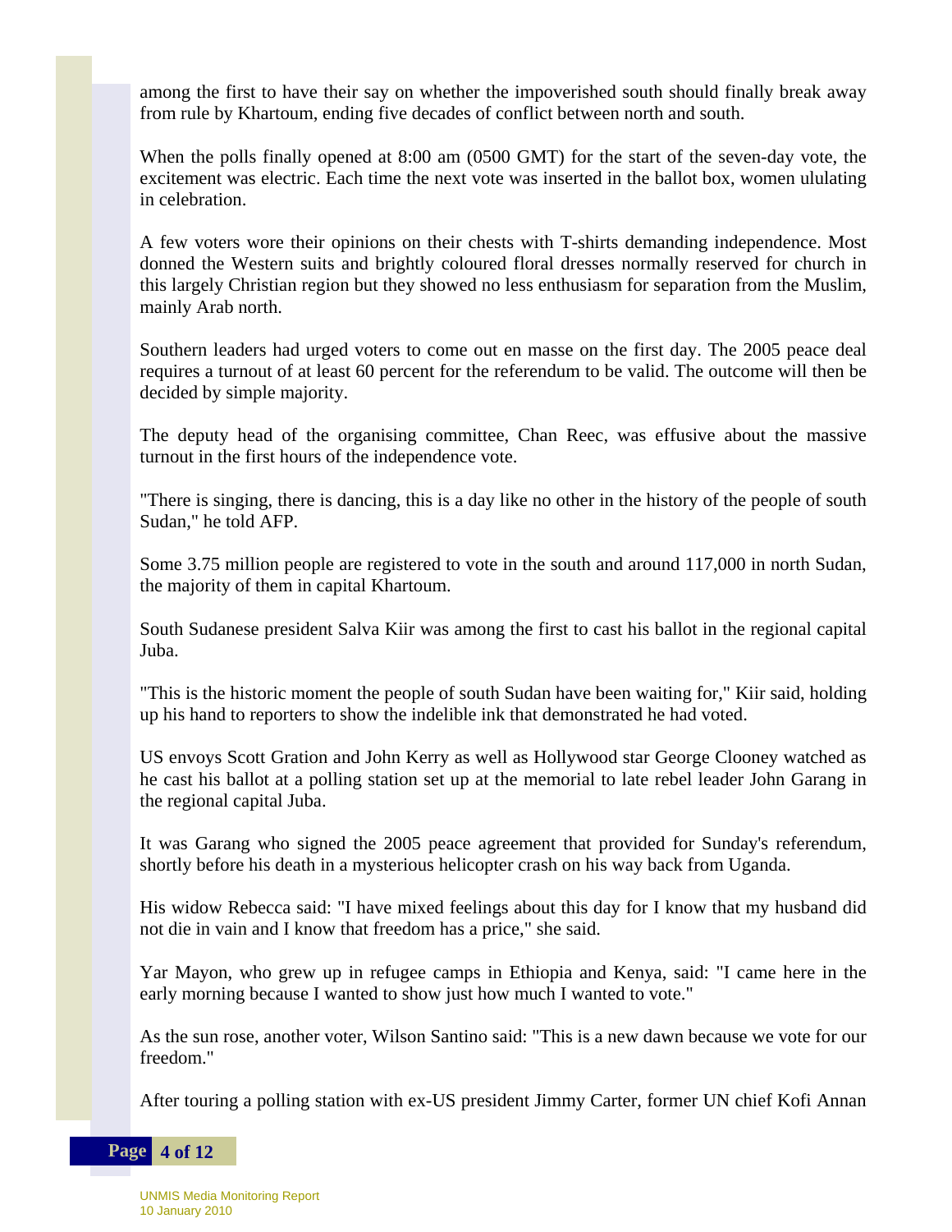among the first to have their say on whether the impoverished south should finally break away from rule by Khartoum, ending five decades of conflict between north and south.

When the polls finally opened at 8:00 am (0500 GMT) for the start of the seven-day vote, the excitement was electric. Each time the next vote was inserted in the ballot box, women ululating in celebration.

A few voters wore their opinions on their chests with T-shirts demanding independence. Most donned the Western suits and brightly coloured floral dresses normally reserved for church in this largely Christian region but they showed no less enthusiasm for separation from the Muslim, mainly Arab north.

Southern leaders had urged voters to come out en masse on the first day. The 2005 peace deal requires a turnout of at least 60 percent for the referendum to be valid. The outcome will then be decided by simple majority.

The deputy head of the organising committee, Chan Reec, was effusive about the massive turnout in the first hours of the independence vote.

"There is singing, there is dancing, this is a day like no other in the history of the people of south Sudan," he told AFP.

Some 3.75 million people are registered to vote in the south and around 117,000 in north Sudan, the majority of them in capital Khartoum.

South Sudanese president Salva Kiir was among the first to cast his ballot in the regional capital Juba.

"This is the historic moment the people of south Sudan have been waiting for," Kiir said, holding up his hand to reporters to show the indelible ink that demonstrated he had voted.

US envoys Scott Gration and John Kerry as well as Hollywood star George Clooney watched as he cast his ballot at a polling station set up at the memorial to late rebel leader John Garang in the regional capital Juba.

It was Garang who signed the 2005 peace agreement that provided for Sunday's referendum, shortly before his death in a mysterious helicopter crash on his way back from Uganda.

His widow Rebecca said: "I have mixed feelings about this day for I know that my husband did not die in vain and I know that freedom has a price," she said.

Yar Mayon, who grew up in refugee camps in Ethiopia and Kenya, said: "I came here in the early morning because I wanted to show just how much I wanted to vote."

As the sun rose, another voter, Wilson Santino said: "This is a new dawn because we vote for our freedom."

After touring a polling station with ex-US president Jimmy Carter, former UN chief Kofi Annan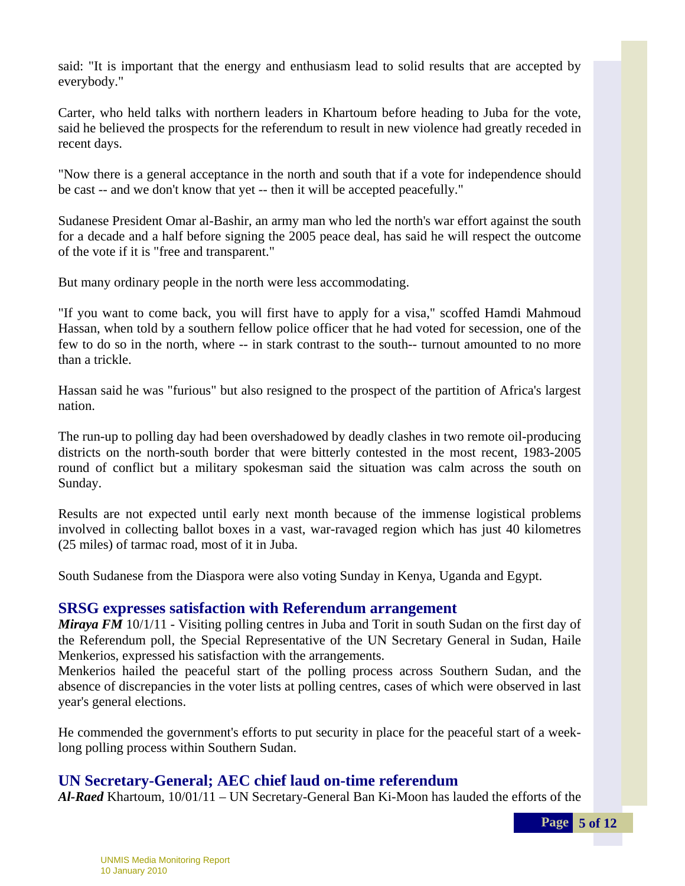said: "It is important that the energy and enthusiasm lead to solid results that are accepted by everybody."

Carter, who held talks with northern leaders in Khartoum before heading to Juba for the vote, said he believed the prospects for the referendum to result in new violence had greatly receded in recent days.

"Now there is a general acceptance in the north and south that if a vote for independence should be cast -- and we don't know that yet -- then it will be accepted peacefully."

Sudanese President Omar al-Bashir, an army man who led the north's war effort against the south for a decade and a half before signing the 2005 peace deal, has said he will respect the outcome of the vote if it is "free and transparent."

But many ordinary people in the north were less accommodating.

"If you want to come back, you will first have to apply for a visa," scoffed Hamdi Mahmoud Hassan, when told by a southern fellow police officer that he had voted for secession, one of the few to do so in the north, where -- in stark contrast to the south-- turnout amounted to no more than a trickle.

Hassan said he was "furious" but also resigned to the prospect of the partition of Africa's largest nation.

The run-up to polling day had been overshadowed by deadly clashes in two remote oil-producing districts on the north-south border that were bitterly contested in the most recent, 1983-2005 round of conflict but a military spokesman said the situation was calm across the south on Sunday.

Results are not expected until early next month because of the immense logistical problems involved in collecting ballot boxes in a vast, war-ravaged region which has just 40 kilometres (25 miles) of tarmac road, most of it in Juba.

South Sudanese from the Diaspora were also voting Sunday in Kenya, Uganda and Egypt.

## SRSG expresses satisfaction with Referendum arrangement

***Miraya FM*** 10/1/11 - Visiting polling centres in Juba and Torit in south Sudan on the first day of the Referendum poll, the Special Representative of the UN Secretary General in Sudan, Haile Menkerios, expressed his satisfaction with the arrangements.

Menkerios hailed the peaceful start of the polling process across Southern Sudan, and the absence of discrepancies in the voter lists at polling centres, cases of which were observed in last year's general elections.

He commended the government's efforts to put security in place for the peaceful start of a week-long polling process within Southern Sudan.

## UN Secretary-General; AEC chief laud on-time referendum

***Al-Raed*** Khartoum, 10/01/11 – UN Secretary-General Ban Ki-Moon has lauded the efforts of the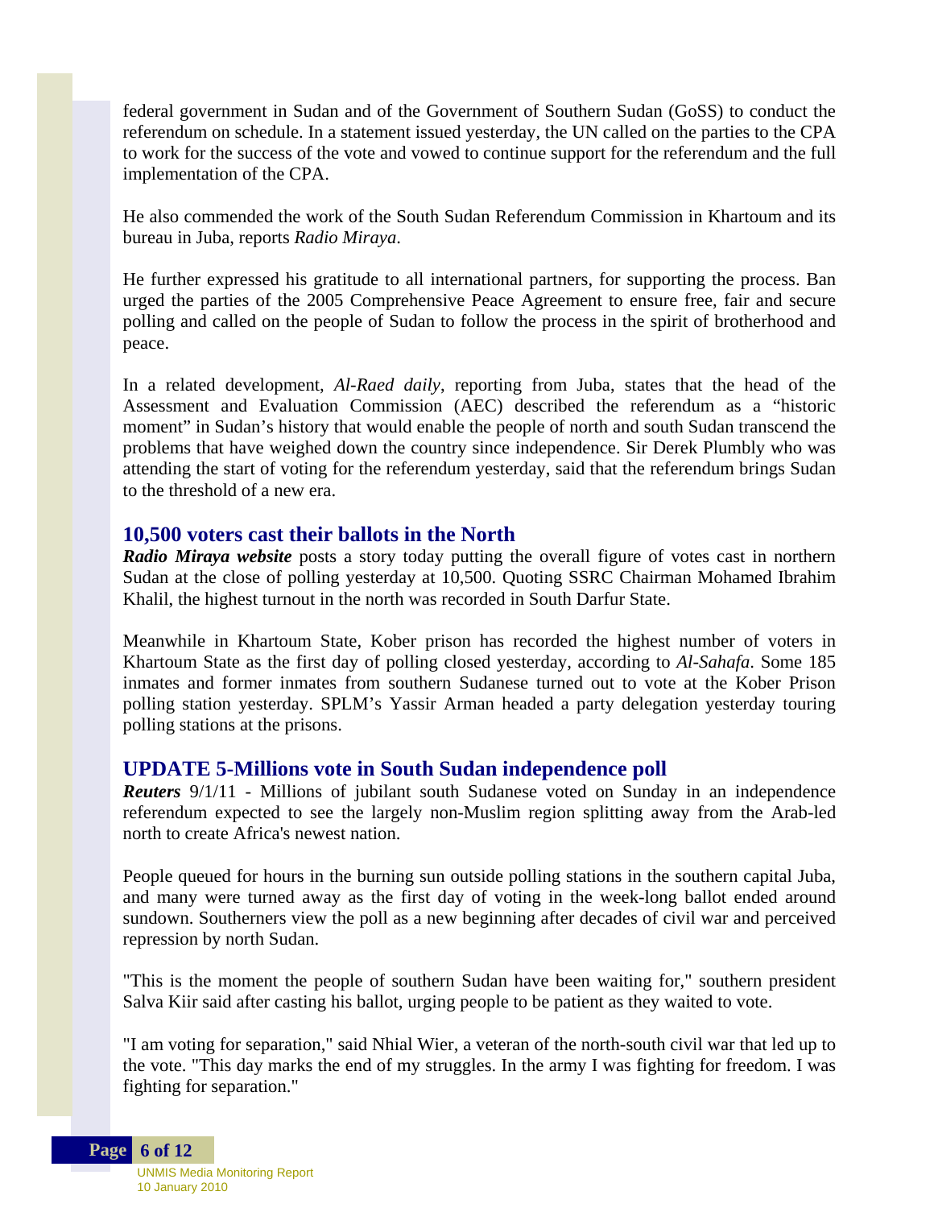federal government in Sudan and of the Government of Southern Sudan (GoSS) to conduct the referendum on schedule. In a statement issued yesterday, the UN called on the parties to the CPA to work for the success of the vote and vowed to continue support for the referendum and the full implementation of the CPA.

He also commended the work of the South Sudan Referendum Commission in Khartoum and its bureau in Juba, reports *Radio Miraya*.

He further expressed his gratitude to all international partners, for supporting the process. Ban urged the parties of the 2005 Comprehensive Peace Agreement to ensure free, fair and secure polling and called on the people of Sudan to follow the process in the spirit of brotherhood and peace.

In a related development, *Al-Raed daily*, reporting from Juba, states that the head of the Assessment and Evaluation Commission (AEC) described the referendum as a "historic moment" in Sudan's history that would enable the people of north and south Sudan transcend the problems that have weighed down the country since independence. Sir Derek Plumbly who was attending the start of voting for the referendum yesterday, said that the referendum brings Sudan to the threshold of a new era.

## 10,500 voters cast their ballots in the North

***Radio Miraya website*** posts a story today putting the overall figure of votes cast in northern Sudan at the close of polling yesterday at 10,500. Quoting SSRC Chairman Mohamed Ibrahim Khalil, the highest turnout in the north was recorded in South Darfur State.

Meanwhile in Khartoum State, Kober prison has recorded the highest number of voters in Khartoum State as the first day of polling closed yesterday, according to *Al-Sahafa*. Some 185 inmates and former inmates from southern Sudanese turned out to vote at the Kober Prison polling station yesterday. SPLM's Yassir Arman headed a party delegation yesterday touring polling stations at the prisons.

## UPDATE 5-Millions vote in South Sudan independence poll

***Reuters*** 9/1/11 - Millions of jubilant south Sudanese voted on Sunday in an independence referendum expected to see the largely non-Muslim region splitting away from the Arab-led north to create Africa's newest nation.

People queued for hours in the burning sun outside polling stations in the southern capital Juba, and many were turned away as the first day of voting in the week-long ballot ended around sundown. Southerners view the poll as a new beginning after decades of civil war and perceived repression by north Sudan.

"This is the moment the people of southern Sudan have been waiting for," southern president Salva Kiir said after casting his ballot, urging people to be patient as they waited to vote.

"I am voting for separation," said Nhial Wier, a veteran of the north-south civil war that led up to the vote. "This day marks the end of my struggles. In the army I was fighting for freedom. I was fighting for separation."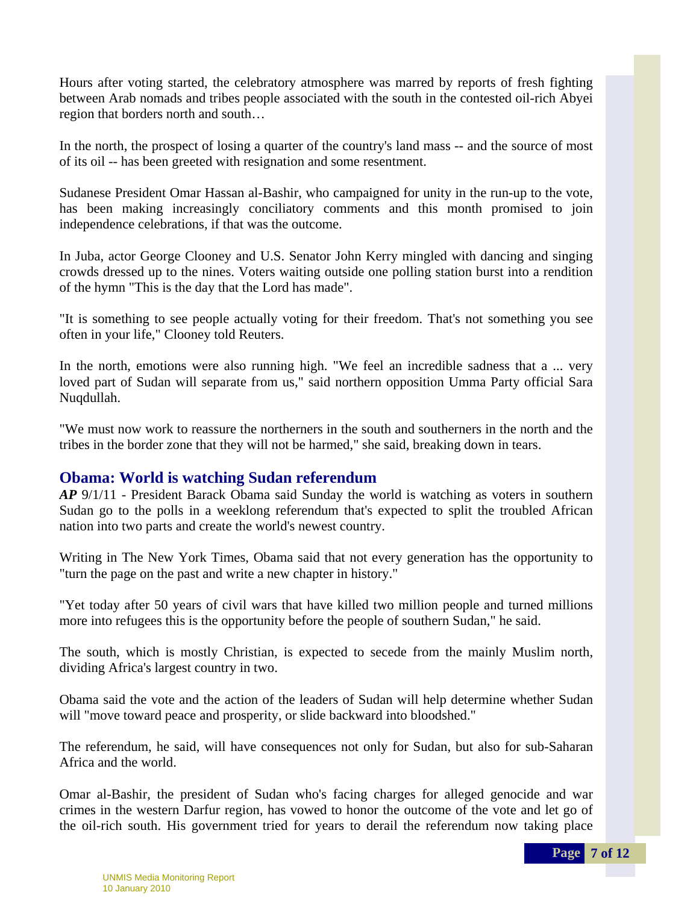Hours after voting started, the celebratory atmosphere was marred by reports of fresh fighting between Arab nomads and tribes people associated with the south in the contested oil-rich Abyei region that borders north and south…

In the north, the prospect of losing a quarter of the country's land mass -- and the source of most of its oil -- has been greeted with resignation and some resentment.

Sudanese President Omar Hassan al-Bashir, who campaigned for unity in the run-up to the vote, has been making increasingly conciliatory comments and this month promised to join independence celebrations, if that was the outcome.

In Juba, actor George Clooney and U.S. Senator John Kerry mingled with dancing and singing crowds dressed up to the nines. Voters waiting outside one polling station burst into a rendition of the hymn "This is the day that the Lord has made".

"It is something to see people actually voting for their freedom. That's not something you see often in your life," Clooney told Reuters.

In the north, emotions were also running high. "We feel an incredible sadness that a ... very loved part of Sudan will separate from us," said northern opposition Umma Party official Sara Nuqdullah.

"We must now work to reassure the northerners in the south and southerners in the north and the tribes in the border zone that they will not be harmed," she said, breaking down in tears.

## Obama: World is watching Sudan referendum

***AP*** 9/1/11 - President Barack Obama said Sunday the world is watching as voters in southern Sudan go to the polls in a weeklong referendum that's expected to split the troubled African nation into two parts and create the world's newest country.

Writing in The New York Times, Obama said that not every generation has the opportunity to "turn the page on the past and write a new chapter in history."

"Yet today after 50 years of civil wars that have killed two million people and turned millions more into refugees this is the opportunity before the people of southern Sudan," he said.

The south, which is mostly Christian, is expected to secede from the mainly Muslim north, dividing Africa's largest country in two.

Obama said the vote and the action of the leaders of Sudan will help determine whether Sudan will "move toward peace and prosperity, or slide backward into bloodshed."

The referendum, he said, will have consequences not only for Sudan, but also for sub-Saharan Africa and the world.

Omar al-Bashir, the president of Sudan who's facing charges for alleged genocide and war crimes in the western Darfur region, has vowed to honor the outcome of the vote and let go of the oil-rich south. His government tried for years to derail the referendum now taking place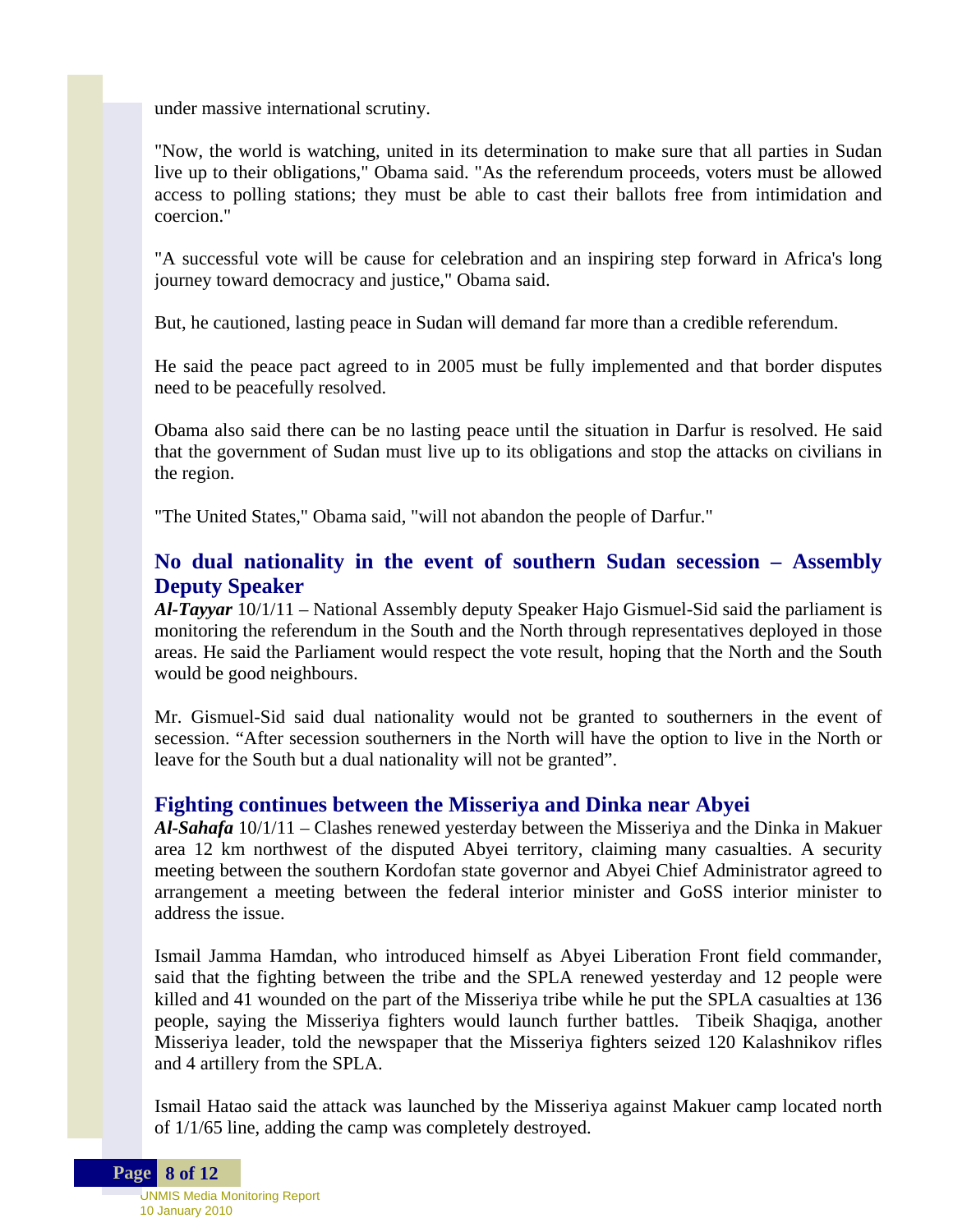under massive international scrutiny.

"Now, the world is watching, united in its determination to make sure that all parties in Sudan live up to their obligations," Obama said. "As the referendum proceeds, voters must be allowed access to polling stations; they must be able to cast their ballots free from intimidation and coercion."

"A successful vote will be cause for celebration and an inspiring step forward in Africa's long journey toward democracy and justice," Obama said.

But, he cautioned, lasting peace in Sudan will demand far more than a credible referendum.

He said the peace pact agreed to in 2005 must be fully implemented and that border disputes need to be peacefully resolved.

Obama also said there can be no lasting peace until the situation in Darfur is resolved. He said that the government of Sudan must live up to its obligations and stop the attacks on civilians in the region.

"The United States," Obama said, "will not abandon the people of Darfur."

## No dual nationality in the event of southern Sudan secession – Assembly Deputy Speaker

***Al-Tayyar*** 10/1/11 – National Assembly deputy Speaker Hajo Gismuel-Sid said the parliament is monitoring the referendum in the South and the North through representatives deployed in those areas. He said the Parliament would respect the vote result, hoping that the North and the South would be good neighbours.

Mr. Gismuel-Sid said dual nationality would not be granted to southerners in the event of secession. "After secession southerners in the North will have the option to live in the North or leave for the South but a dual nationality will not be granted".

## Fighting continues between the Misseriya and Dinka near Abyei

***Al-Sahafa*** 10/1/11 – Clashes renewed yesterday between the Misseriya and the Dinka in Makuer area 12 km northwest of the disputed Abyei territory, claiming many casualties. A security meeting between the southern Kordofan state governor and Abyei Chief Administrator agreed to arrangement a meeting between the federal interior minister and GoSS interior minister to address the issue.

Ismail Jamma Hamdan, who introduced himself as Abyei Liberation Front field commander, said that the fighting between the tribe and the SPLA renewed yesterday and 12 people were killed and 41 wounded on the part of the Misseriya tribe while he put the SPLA casualties at 136 people, saying the Misseriya fighters would launch further battles. Tibeik Shaqiga, another Misseriya leader, told the newspaper that the Misseriya fighters seized 120 Kalashnikov rifles and 4 artillery from the SPLA.

Ismail Hatao said the attack was launched by the Misseriya against Makuer camp located north of 1/1/65 line, adding the camp was completely destroyed.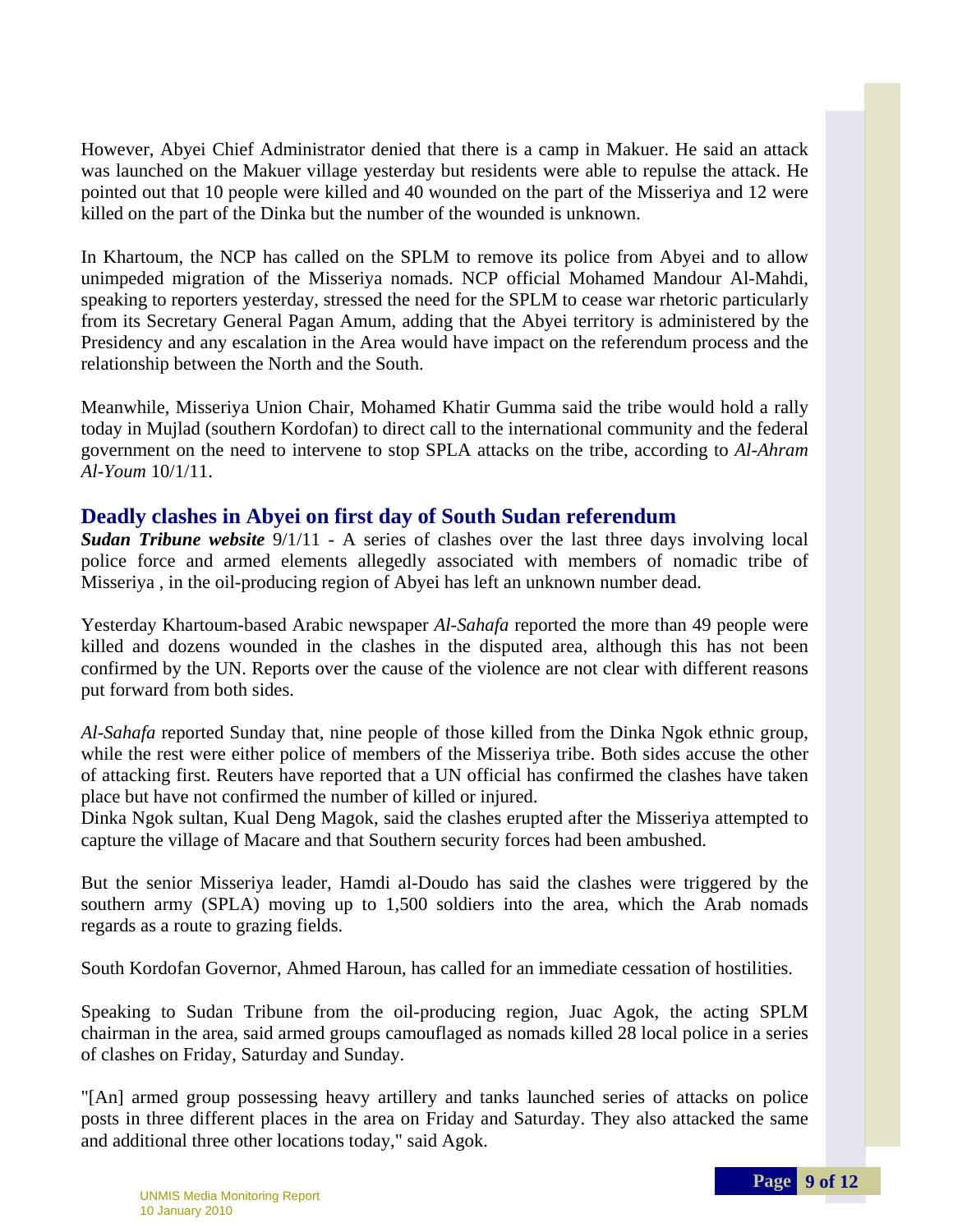However, Abyei Chief Administrator denied that there is a camp in Makuer. He said an attack was launched on the Makuer village yesterday but residents were able to repulse the attack. He pointed out that 10 people were killed and 40 wounded on the part of the Misseriya and 12 were killed on the part of the Dinka but the number of the wounded is unknown.

In Khartoum, the NCP has called on the SPLM to remove its police from Abyei and to allow unimpeded migration of the Misseriya nomads. NCP official Mohamed Mandour Al-Mahdi, speaking to reporters yesterday, stressed the need for the SPLM to cease war rhetoric particularly from its Secretary General Pagan Amum, adding that the Abyei territory is administered by the Presidency and any escalation in the Area would have impact on the referendum process and the relationship between the North and the South.

Meanwhile, Misseriya Union Chair, Mohamed Khatir Gumma said the tribe would hold a rally today in Mujlad (southern Kordofan) to direct call to the international community and the federal government on the need to intervene to stop SPLA attacks on the tribe, according to *Al-Ahram Al-Youm* 10/1/11.

## Deadly clashes in Abyei on first day of South Sudan referendum

***Sudan Tribune website*** 9/1/11 - A series of clashes over the last three days involving local police force and armed elements allegedly associated with members of nomadic tribe of Misseriya , in the oil-producing region of Abyei has left an unknown number dead.

Yesterday Khartoum-based Arabic newspaper *Al-Sahafa* reported the more than 49 people were killed and dozens wounded in the clashes in the disputed area, although this has not been confirmed by the UN. Reports over the cause of the violence are not clear with different reasons put forward from both sides.

*Al-Sahafa* reported Sunday that, nine people of those killed from the Dinka Ngok ethnic group, while the rest were either police of members of the Misseriya tribe. Both sides accuse the other of attacking first. Reuters have reported that a UN official has confirmed the clashes have taken place but have not confirmed the number of killed or injured.
Dinka Ngok sultan, Kual Deng Magok, said the clashes erupted after the Misseriya attempted to capture the village of Macare and that Southern security forces had been ambushed.

But the senior Misseriya leader, Hamdi al-Doudo has said the clashes were triggered by the southern army (SPLA) moving up to 1,500 soldiers into the area, which the Arab nomads regards as a route to grazing fields.

South Kordofan Governor, Ahmed Haroun, has called for an immediate cessation of hostilities.

Speaking to Sudan Tribune from the oil-producing region, Juac Agok, the acting SPLM chairman in the area, said armed groups camouflaged as nomads killed 28 local police in a series of clashes on Friday, Saturday and Sunday.

"[An] armed group possessing heavy artillery and tanks launched series of attacks on police posts in three different places in the area on Friday and Saturday. They also attacked the same and additional three other locations today," said Agok.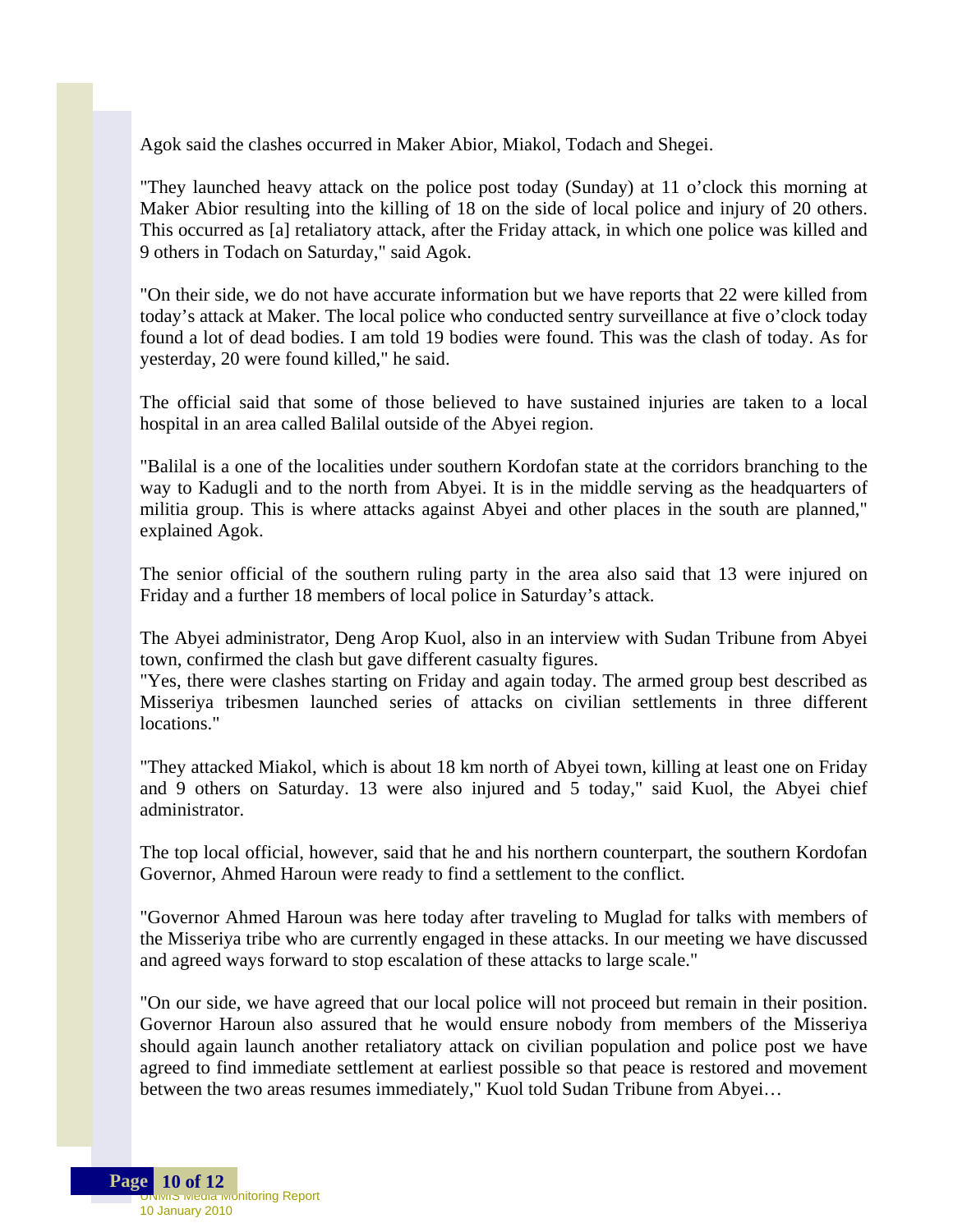Agok said the clashes occurred in Maker Abior, Miakol, Todach and Shegei.

"They launched heavy attack on the police post today (Sunday) at 11 o'clock this morning at Maker Abior resulting into the killing of 18 on the side of local police and injury of 20 others. This occurred as [a] retaliatory attack, after the Friday attack, in which one police was killed and 9 others in Todach on Saturday," said Agok.

"On their side, we do not have accurate information but we have reports that 22 were killed from today's attack at Maker. The local police who conducted sentry surveillance at five o'clock today found a lot of dead bodies. I am told 19 bodies were found. This was the clash of today. As for yesterday, 20 were found killed," he said.

The official said that some of those believed to have sustained injuries are taken to a local hospital in an area called Balilal outside of the Abyei region.

"Balilal is a one of the localities under southern Kordofan state at the corridors branching to the way to Kadugli and to the north from Abyei. It is in the middle serving as the headquarters of militia group. This is where attacks against Abyei and other places in the south are planned," explained Agok.

The senior official of the southern ruling party in the area also said that 13 were injured on Friday and a further 18 members of local police in Saturday's attack.

The Abyei administrator, Deng Arop Kuol, also in an interview with Sudan Tribune from Abyei town, confirmed the clash but gave different casualty figures.
"Yes, there were clashes starting on Friday and again today. The armed group best described as Misseriya tribesmen launched series of attacks on civilian settlements in three different locations."

"They attacked Miakol, which is about 18 km north of Abyei town, killing at least one on Friday and 9 others on Saturday. 13 were also injured and 5 today," said Kuol, the Abyei chief administrator.

The top local official, however, said that he and his northern counterpart, the southern Kordofan Governor, Ahmed Haroun were ready to find a settlement to the conflict.

"Governor Ahmed Haroun was here today after traveling to Muglad for talks with members of the Misseriya tribe who are currently engaged in these attacks. In our meeting we have discussed and agreed ways forward to stop escalation of these attacks to large scale."

"On our side, we have agreed that our local police will not proceed but remain in their position. Governor Haroun also assured that he would ensure nobody from members of the Misseriya should again launch another retaliatory attack on civilian population and police post we have agreed to find immediate settlement at earliest possible so that peace is restored and movement between the two areas resumes immediately," Kuol told Sudan Tribune from Abyei…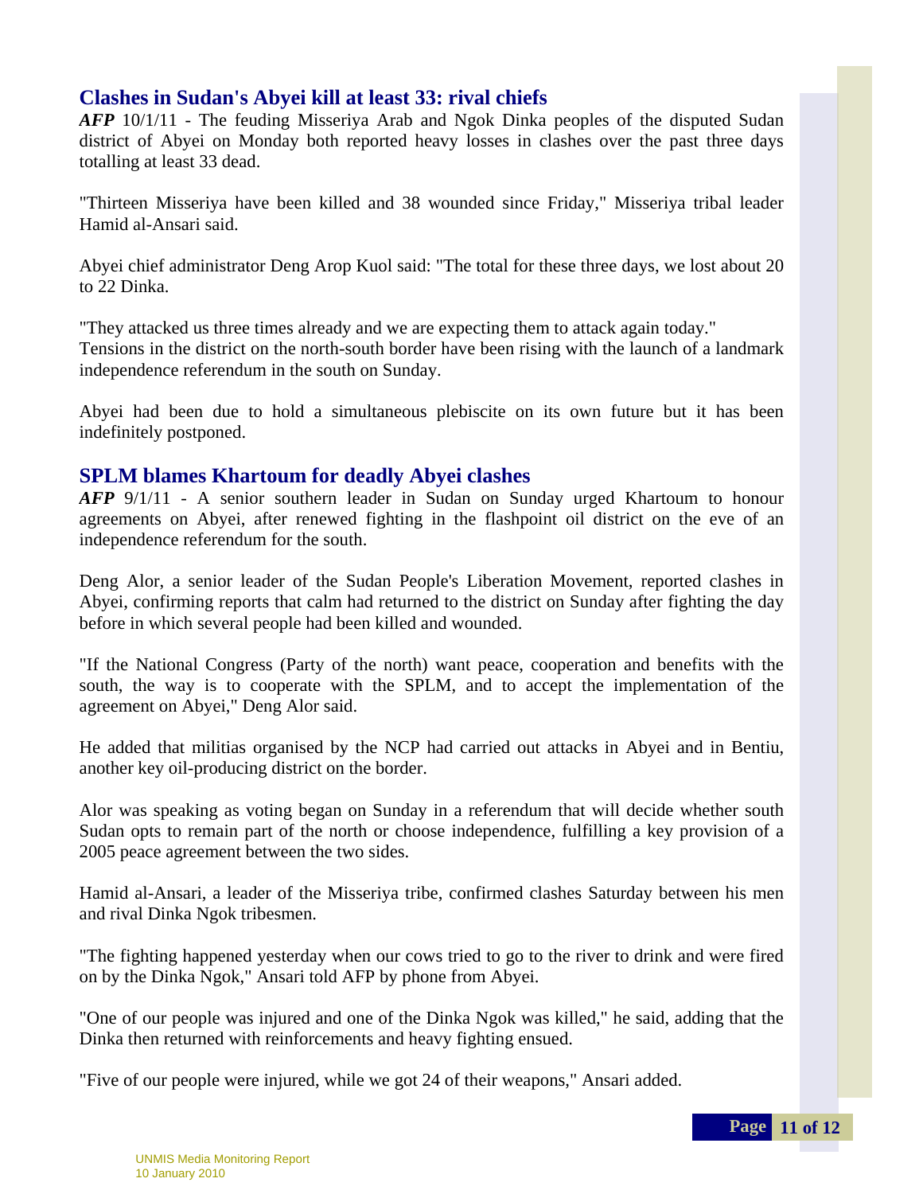## Clashes in Sudan's Abyei kill at least 33: rival chiefs

***AFP*** 10/1/11 - The feuding Misseriya Arab and Ngok Dinka peoples of the disputed Sudan district of Abyei on Monday both reported heavy losses in clashes over the past three days totalling at least 33 dead.

"Thirteen Misseriya have been killed and 38 wounded since Friday," Misseriya tribal leader Hamid al-Ansari said.

Abyei chief administrator Deng Arop Kuol said: "The total for these three days, we lost about 20 to 22 Dinka.

"They attacked us three times already and we are expecting them to attack again today."
Tensions in the district on the north-south border have been rising with the launch of a landmark independence referendum in the south on Sunday.

Abyei had been due to hold a simultaneous plebiscite on its own future but it has been indefinitely postponed.

## SPLM blames Khartoum for deadly Abyei clashes

***AFP*** 9/1/11 - A senior southern leader in Sudan on Sunday urged Khartoum to honour agreements on Abyei, after renewed fighting in the flashpoint oil district on the eve of an independence referendum for the south.

Deng Alor, a senior leader of the Sudan People's Liberation Movement, reported clashes in Abyei, confirming reports that calm had returned to the district on Sunday after fighting the day before in which several people had been killed and wounded.

"If the National Congress (Party of the north) want peace, cooperation and benefits with the south, the way is to cooperate with the SPLM, and to accept the implementation of the agreement on Abyei," Deng Alor said.

He added that militias organised by the NCP had carried out attacks in Abyei and in Bentiu, another key oil-producing district on the border.

Alor was speaking as voting began on Sunday in a referendum that will decide whether south Sudan opts to remain part of the north or choose independence, fulfilling a key provision of a 2005 peace agreement between the two sides.

Hamid al-Ansari, a leader of the Misseriya tribe, confirmed clashes Saturday between his men and rival Dinka Ngok tribesmen.

"The fighting happened yesterday when our cows tried to go to the river to drink and were fired on by the Dinka Ngok," Ansari told AFP by phone from Abyei.

"One of our people was injured and one of the Dinka Ngok was killed," he said, adding that the Dinka then returned with reinforcements and heavy fighting ensued.

"Five of our people were injured, while we got 24 of their weapons," Ansari added.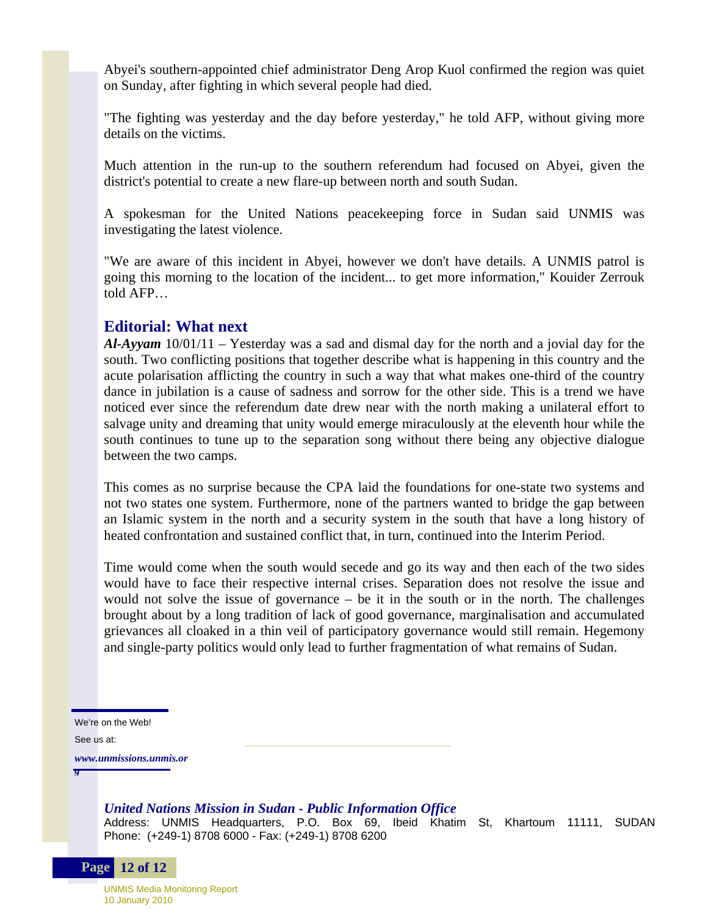Abyei's southern-appointed chief administrator Deng Arop Kuol confirmed the region was quiet on Sunday, after fighting in which several people had died.

"The fighting was yesterday and the day before yesterday," he told AFP, without giving more details on the victims.

Much attention in the run-up to the southern referendum had focused on Abyei, given the district's potential to create a new flare-up between north and south Sudan.

A spokesman for the United Nations peacekeeping force in Sudan said UNMIS was investigating the latest violence.

"We are aware of this incident in Abyei, however we don't have details. A UNMIS patrol is going this morning to the location of the incident... to get more information," Kouider Zerrouk told AFP…

## Editorial: What next

***Al-Ayyam*** 10/01/11 – Yesterday was a sad and dismal day for the north and a jovial day for the south. Two conflicting positions that together describe what is happening in this country and the acute polarisation afflicting the country in such a way that what makes one-third of the country dance in jubilation is a cause of sadness and sorrow for the other side. This is a trend we have noticed ever since the referendum date drew near with the north making a unilateral effort to salvage unity and dreaming that unity would emerge miraculously at the eleventh hour while the south continues to tune up to the separation song without there being any objective dialogue between the two camps.

This comes as no surprise because the CPA laid the foundations for one-state two systems and not two states one system. Furthermore, none of the partners wanted to bridge the gap between an Islamic system in the north and a security system in the south that have a long history of heated confrontation and sustained conflict that, in turn, continued into the Interim Period.

Time would come when the south would secede and go its way and then each of the two sides would have to face their respective internal crises. Separation does not resolve the issue and would not solve the issue of governance – be it in the south or in the north. The challenges brought about by a long tradition of lack of good governance, marginalisation and accumulated grievances all cloaked in a thin veil of participatory governance would still remain. Hegemony and single-party politics would only lead to further fragmentation of what remains of Sudan.

We're on the Web!

See us at:

*www.unmissions.unmis.org*

***United Nations Mission in Sudan - Public Information Office***

Address: UNMIS Headquarters, P.O. Box 69, Ibeid Khatim St, Khartoum 11111, SUDAN
Phone: (+249-1) 8708 6000 - Fax: (+249-1) 8708 6200